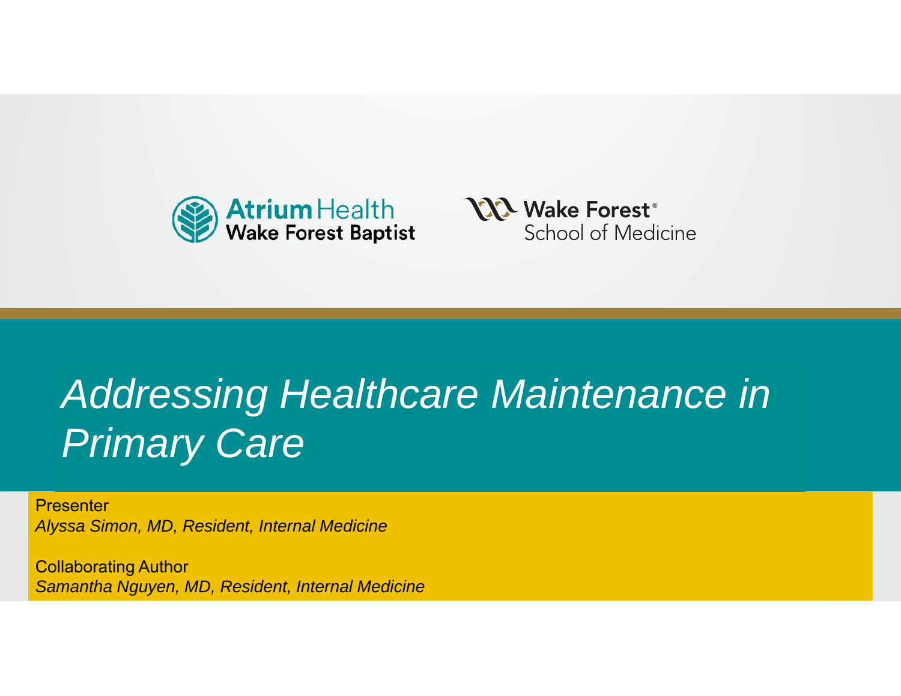Atrium Health Wake Forest Baptist

Wake Forest® School of Medicine

# *Addressing Healthcare Maintenance in Primary Care*

Presenter
*Alyssa Simon, MD, Resident, Internal Medicine*

Collaborating Author
*Samantha Nguyen, MD, Resident, Internal Medicine*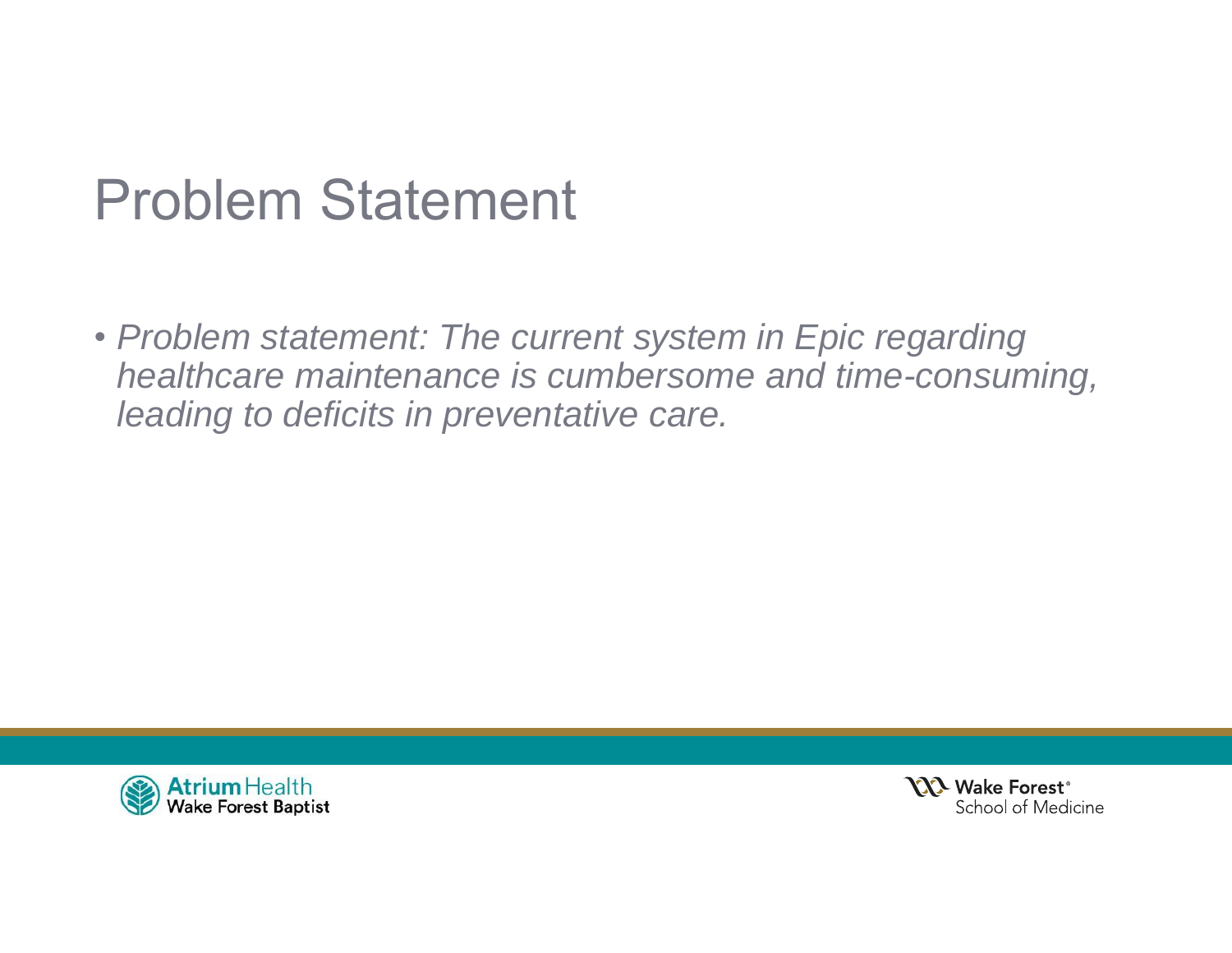# Problem Statement

- *Problem statement: The current system in Epic regarding healthcare maintenance is cumbersome and time-consuming, leading to deficits in preventative care.*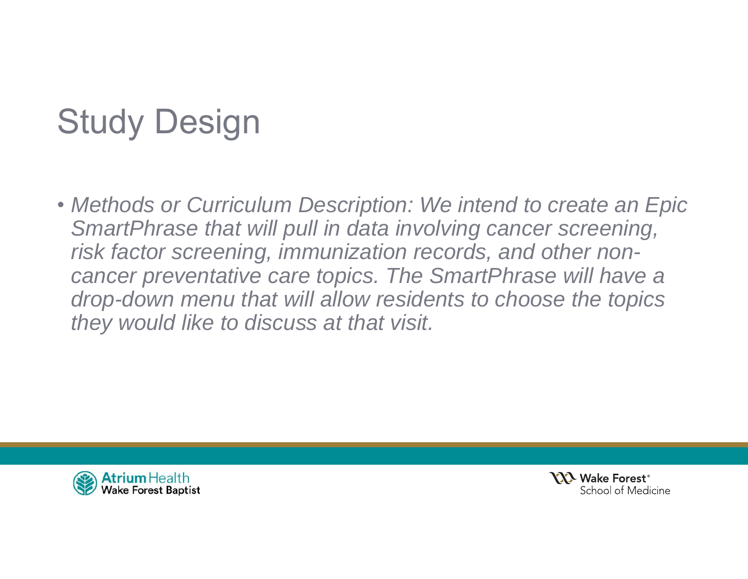# Study Design

- *Methods or Curriculum Description: We intend to create an Epic SmartPhrase that will pull in data involving cancer screening, risk factor screening, immunization records, and other non-cancer preventative care topics. The SmartPhrase will have a drop-down menu that will allow residents to choose the topics they would like to discuss at that visit.*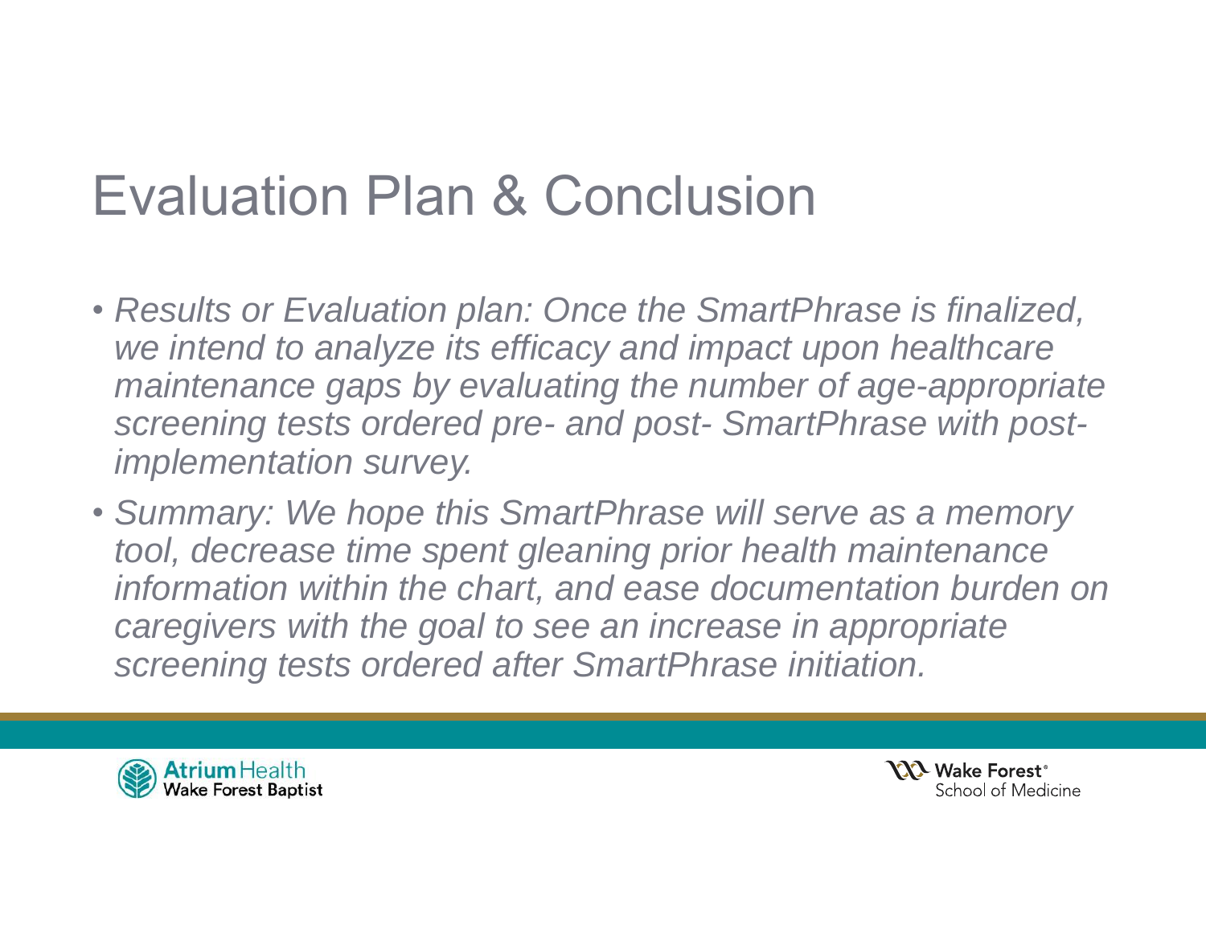# Evaluation Plan & Conclusion

- *Results or Evaluation plan: Once the SmartPhrase is finalized, we intend to analyze its efficacy and impact upon healthcare maintenance gaps by evaluating the number of age-appropriate screening tests ordered pre- and post- SmartPhrase with post-implementation survey.*
- *Summary: We hope this SmartPhrase will serve as a memory tool, decrease time spent gleaning prior health maintenance information within the chart, and ease documentation burden on caregivers with the goal to see an increase in appropriate screening tests ordered after SmartPhrase initiation.*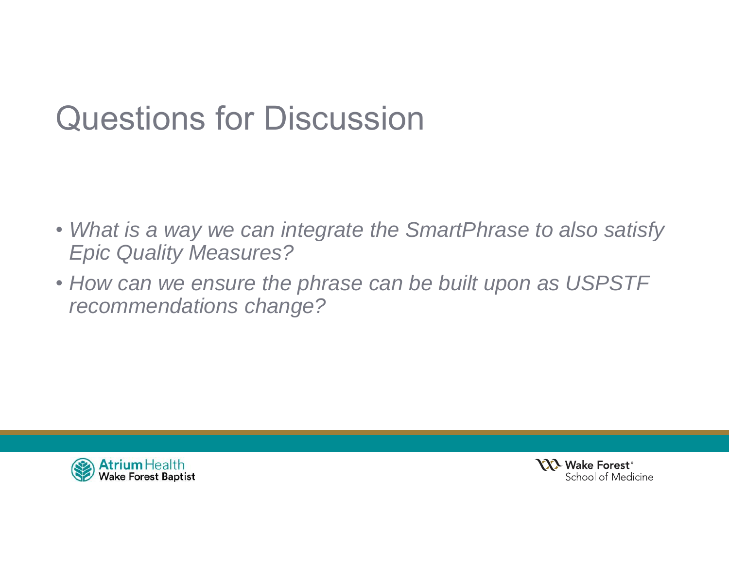# Questions for Discussion

- *What is a way we can integrate the SmartPhrase to also satisfy Epic Quality Measures?*
- *How can we ensure the phrase can be built upon as USPSTF recommendations change?*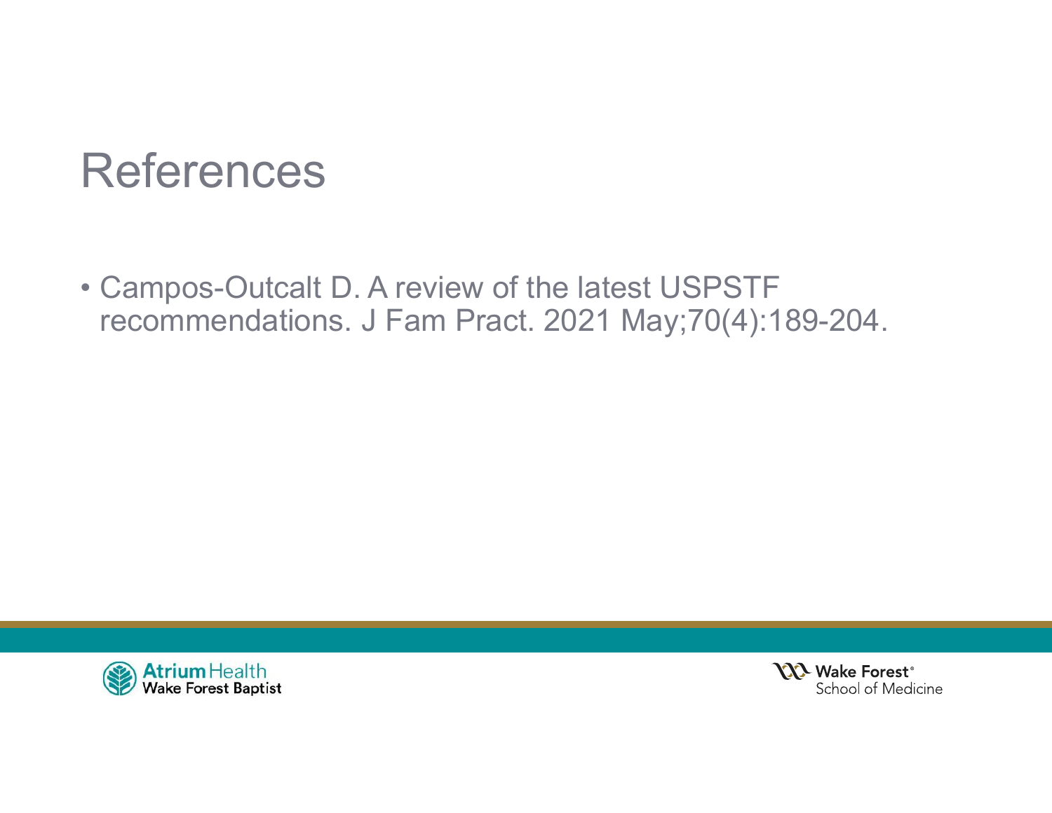# References

- Campos-Outcalt D. A review of the latest USPSTF recommendations. J Fam Pract. 2021 May;70(4):189-204.